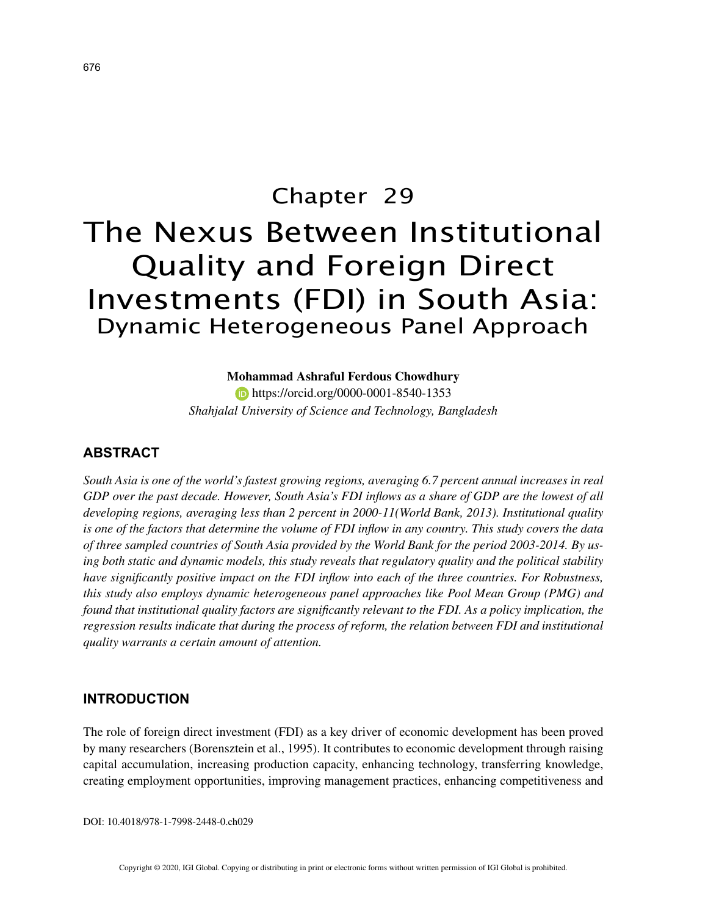# Chapter 29

# The Nexus Between Institutional Quality and Foreign Direct Investments (FDI) in South Asia:

## Dynamic Heterogeneous Panel Approach

**Mohammad Ashraful Ferdous Chowdhury**

https://orcid.org/0000-0001-8540-1353

*Shahjalal University of Science and Technology, Bangladesh*

## ABSTRACT

*South Asia is one of the world's fastest growing regions, averaging 6.7 percent annual increases in real GDP over the past decade. However, South Asia's FDI inflows as a share of GDP are the lowest of all developing regions, averaging less than 2 percent in 2000-11(World Bank, 2013). Institutional quality is one of the factors that determine the volume of FDI inflow in any country. This study covers the data of three sampled countries of South Asia provided by the World Bank for the period 2003-2014. By using both static and dynamic models, this study reveals that regulatory quality and the political stability have significantly positive impact on the FDI inflow into each of the three countries. For Robustness, this study also employs dynamic heterogeneous panel approaches like Pool Mean Group (PMG) and found that institutional quality factors are significantly relevant to the FDI. As a policy implication, the regression results indicate that during the process of reform, the relation between FDI and institutional quality warrants a certain amount of attention.*

## INTRODUCTION

The role of foreign direct investment (FDI) as a key driver of economic development has been proved by many researchers (Borensztein et al., 1995). It contributes to economic development through raising capital accumulation, increasing production capacity, enhancing technology, transferring knowledge, creating employment opportunities, improving management practices, enhancing competitiveness and

DOI: 10.4018/978-1-7998-2448-0.ch029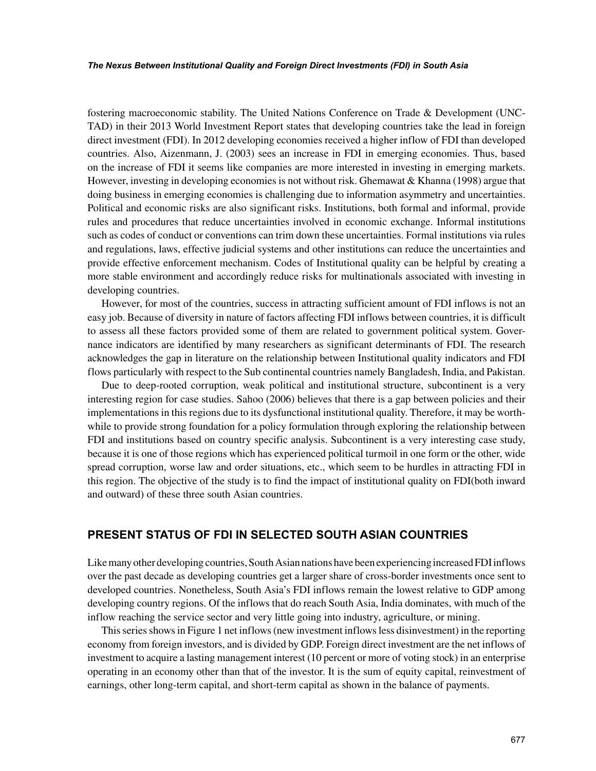fostering macroeconomic stability. The United Nations Conference on Trade & Development (UNCTAD) in their 2013 World Investment Report states that developing countries take the lead in foreign direct investment (FDI). In 2012 developing economies received a higher inflow of FDI than developed countries. Also, Aizenmann, J. (2003) sees an increase in FDI in emerging economies. Thus, based on the increase of FDI it seems like companies are more interested in investing in emerging markets. However, investing in developing economies is not without risk. Ghemawat & Khanna (1998) argue that doing business in emerging economies is challenging due to information asymmetry and uncertainties. Political and economic risks are also significant risks. Institutions, both formal and informal, provide rules and procedures that reduce uncertainties involved in economic exchange. Informal institutions such as codes of conduct or conventions can trim down these uncertainties. Formal institutions via rules and regulations, laws, effective judicial systems and other institutions can reduce the uncertainties and provide effective enforcement mechanism. Codes of Institutional quality can be helpful by creating a more stable environment and accordingly reduce risks for multinationals associated with investing in developing countries.

However, for most of the countries, success in attracting sufficient amount of FDI inflows is not an easy job. Because of diversity in nature of factors affecting FDI inflows between countries, it is difficult to assess all these factors provided some of them are related to government political system. Governance indicators are identified by many researchers as significant determinants of FDI. The research acknowledges the gap in literature on the relationship between Institutional quality indicators and FDI flows particularly with respect to the Sub continental countries namely Bangladesh, India, and Pakistan.

Due to deep-rooted corruption, weak political and institutional structure, subcontinent is a very interesting region for case studies. Sahoo (2006) believes that there is a gap between policies and their implementations in this regions due to its dysfunctional institutional quality. Therefore, it may be worthwhile to provide strong foundation for a policy formulation through exploring the relationship between FDI and institutions based on country specific analysis. Subcontinent is a very interesting case study, because it is one of those regions which has experienced political turmoil in one form or the other, wide spread corruption, worse law and order situations, etc., which seem to be hurdles in attracting FDI in this region. The objective of the study is to find the impact of institutional quality on FDI(both inward and outward) of these three south Asian countries.

## PRESENT STATUS OF FDI IN SELECTED SOUTH ASIAN COUNTRIES

Like many other developing countries, South Asian nations have been experiencing increased FDI inflows over the past decade as developing countries get a larger share of cross-border investments once sent to developed countries. Nonetheless, South Asia's FDI inflows remain the lowest relative to GDP among developing country regions. Of the inflows that do reach South Asia, India dominates, with much of the inflow reaching the service sector and very little going into industry, agriculture, or mining.

This series shows in Figure 1 net inflows (new investment inflows less disinvestment) in the reporting economy from foreign investors, and is divided by GDP. Foreign direct investment are the net inflows of investment to acquire a lasting management interest (10 percent or more of voting stock) in an enterprise operating in an economy other than that of the investor. It is the sum of equity capital, reinvestment of earnings, other long-term capital, and short-term capital as shown in the balance of payments.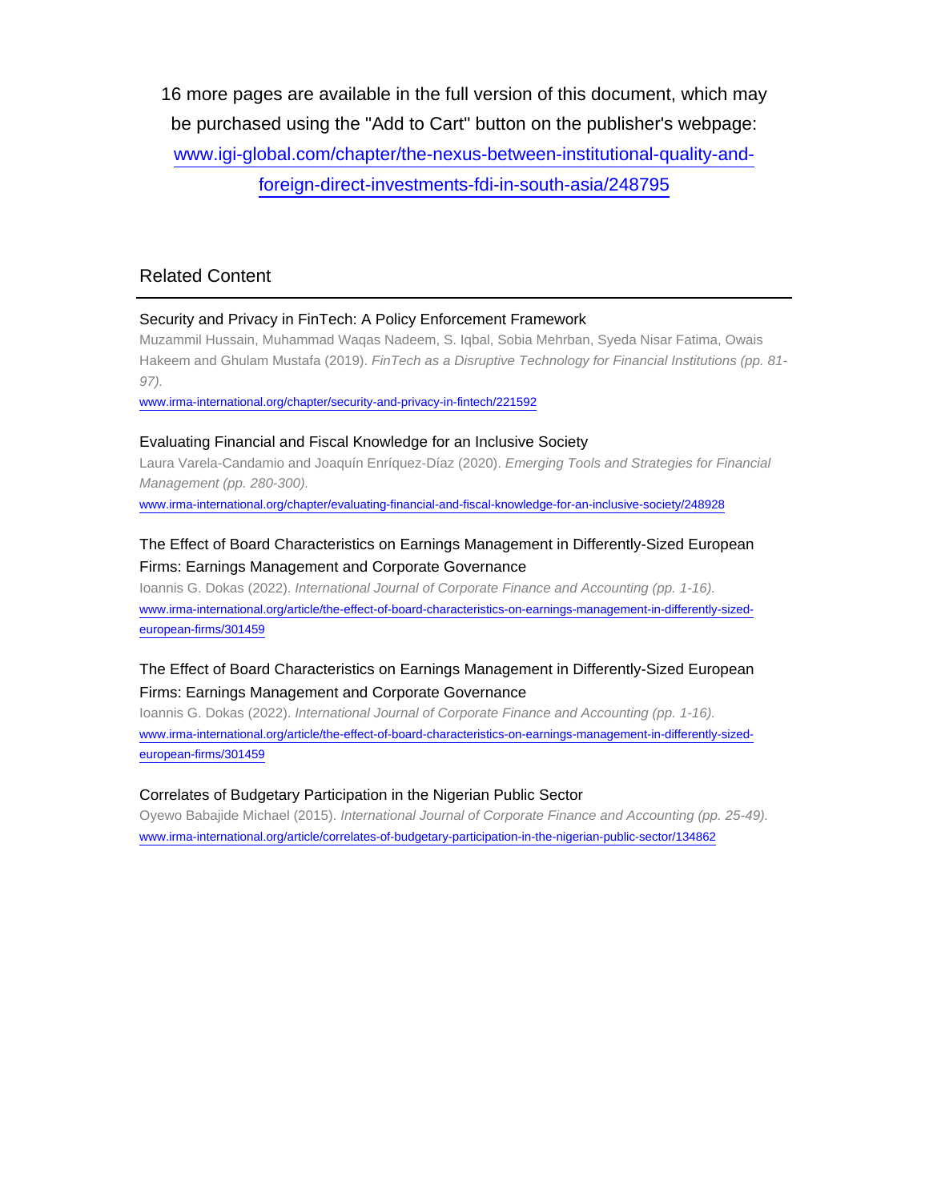16 more pages are available in the full version of this document, which may be purchased using the "Add to Cart" button on the publisher's webpage: [www.igi-global.com/chapter/the-nexus-between-institutional-quality-and-foreign-direct-investments-fdi-in-south-asia/248795](www.igi-global.com/chapter/the-nexus-between-institutional-quality-and-foreign-direct-investments-fdi-in-south-asia/248795)

## Related Content

Security and Privacy in FinTech: A Policy Enforcement Framework
Muzammil Hussain, Muhammad Waqas Nadeem, S. Iqbal, Sobia Mehrban, Syeda Nisar Fatima, Owais Hakeem and Ghulam Mustafa (2019). *FinTech as a Disruptive Technology for Financial Institutions (pp. 81-97).*
[www.irma-international.org/chapter/security-and-privacy-in-fintech/221592](www.irma-international.org/chapter/security-and-privacy-in-fintech/221592)

Evaluating Financial and Fiscal Knowledge for an Inclusive Society
Laura Varela-Candamio and Joaquín Enríquez-Díaz (2020). *Emerging Tools and Strategies for Financial Management (pp. 280-300).*
[www.irma-international.org/chapter/evaluating-financial-and-fiscal-knowledge-for-an-inclusive-society/248928](www.irma-international.org/chapter/evaluating-financial-and-fiscal-knowledge-for-an-inclusive-society/248928)

The Effect of Board Characteristics on Earnings Management in Differently-Sized European Firms: Earnings Management and Corporate Governance
Ioannis G. Dokas (2022). *International Journal of Corporate Finance and Accounting (pp. 1-16).*
[www.irma-international.org/article/the-effect-of-board-characteristics-on-earnings-management-in-differently-sized-european-firms/301459](www.irma-international.org/article/the-effect-of-board-characteristics-on-earnings-management-in-differently-sized-european-firms/301459)

The Effect of Board Characteristics on Earnings Management in Differently-Sized European Firms: Earnings Management and Corporate Governance
Ioannis G. Dokas (2022). *International Journal of Corporate Finance and Accounting (pp. 1-16).*
[www.irma-international.org/article/the-effect-of-board-characteristics-on-earnings-management-in-differently-sized-european-firms/301459](www.irma-international.org/article/the-effect-of-board-characteristics-on-earnings-management-in-differently-sized-european-firms/301459)

Correlates of Budgetary Participation in the Nigerian Public Sector
Oyewo Babajide Michael (2015). *International Journal of Corporate Finance and Accounting (pp. 25-49).*
[www.irma-international.org/article/correlates-of-budgetary-participation-in-the-nigerian-public-sector/134862](www.irma-international.org/article/correlates-of-budgetary-participation-in-the-nigerian-public-sector/134862)